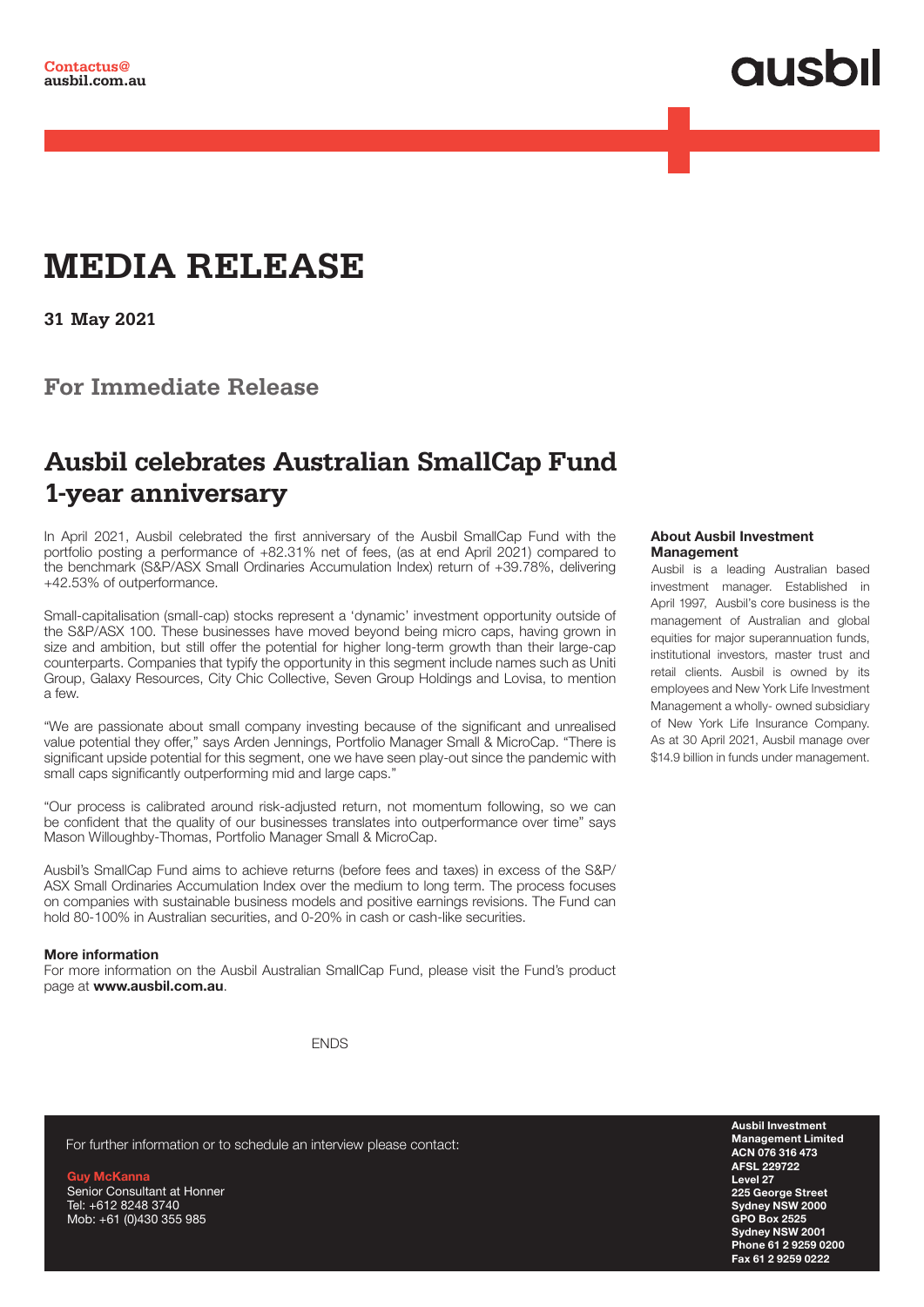**Contactus@**
**ausbil.com.au**

ausbil

# MEDIA RELEASE

**31 May 2021**

## For Immediate Release

## Ausbil celebrates Australian SmallCap Fund 1-year anniversary

In April 2021, Ausbil celebrated the first anniversary of the Ausbil SmallCap Fund with the portfolio posting a performance of +82.31% net of fees, (as at end April 2021) compared to the benchmark (S&P/ASX Small Ordinaries Accumulation Index) return of +39.78%, delivering +42.53% of outperformance.

Small-capitalisation (small-cap) stocks represent a 'dynamic' investment opportunity outside of the S&P/ASX 100. These businesses have moved beyond being micro caps, having grown in size and ambition, but still offer the potential for higher long-term growth than their large-cap counterparts. Companies that typify the opportunity in this segment include names such as Uniti Group, Galaxy Resources, City Chic Collective, Seven Group Holdings and Lovisa, to mention a few.

"We are passionate about small company investing because of the significant and unrealised value potential they offer," says Arden Jennings, Portfolio Manager Small & MicroCap. "There is significant upside potential for this segment, one we have seen play-out since the pandemic with small caps significantly outperforming mid and large caps."

"Our process is calibrated around risk-adjusted return, not momentum following, so we can be confident that the quality of our businesses translates into outperformance over time" says Mason Willoughby-Thomas, Portfolio Manager Small & MicroCap.

Ausbil's SmallCap Fund aims to achieve returns (before fees and taxes) in excess of the S&P/ASX Small Ordinaries Accumulation Index over the medium to long term. The process focuses on companies with sustainable business models and positive earnings revisions. The Fund can hold 80-100% in Australian securities, and 0-20% in cash or cash-like securities.

**More information**
For more information on the Ausbil Australian SmallCap Fund, please visit the Fund's product page at **www.ausbil.com.au**.

ENDS

**About Ausbil Investment Management**

Ausbil is a leading Australian based investment manager. Established in April 1997, Ausbil's core business is the management of Australian and global equities for major superannuation funds, institutional investors, master trust and retail clients. Ausbil is owned by its employees and New York Life Investment Management a wholly- owned subsidiary of New York Life Insurance Company. As at 30 April 2021, Ausbil manage over $14.9 billion in funds under management.

For further information or to schedule an interview please contact:

**Guy McKanna**
Senior Consultant at Honner
Tel: +612 8248 3740
Mob: +61 (0)430 355 985

**Ausbil Investment Management Limited**
**ACN 076 316 473**
**AFSL 229722**
**Level 27**
**225 George Street**
**Sydney NSW 2000**
**GPO Box 2525**
**Sydney NSW 2001**
**Phone 61 2 9259 0200**
**Fax 61 2 9259 0222**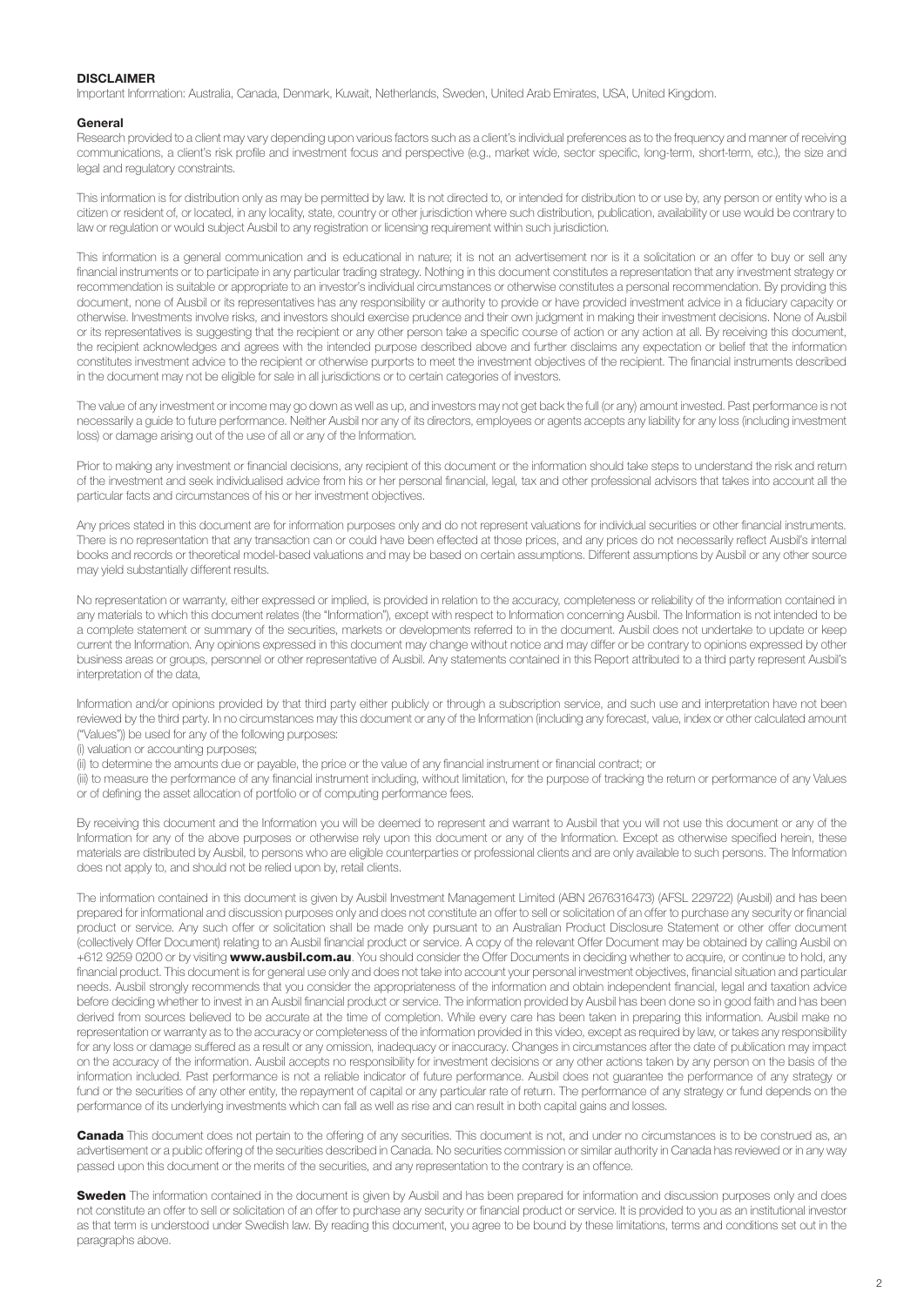**DISCLAIMER**

Important Information: Australia, Canada, Denmark, Kuwait, Netherlands, Sweden, United Arab Emirates, USA, United Kingdom.

**General**

Research provided to a client may vary depending upon various factors such as a client's individual preferences as to the frequency and manner of receiving communications, a client's risk profile and investment focus and perspective (e.g., market wide, sector specific, long-term, short-term, etc.), the size and legal and regulatory constraints.

This information is for distribution only as may be permitted by law. It is not directed to, or intended for distribution to or use by, any person or entity who is a citizen or resident of, or located, in any locality, state, country or other jurisdiction where such distribution, publication, availability or use would be contrary to law or regulation or would subject Ausbil to any registration or licensing requirement within such jurisdiction.

This information is a general communication and is educational in nature; it is not an advertisement nor is it a solicitation or an offer to buy or sell any financial instruments or to participate in any particular trading strategy. Nothing in this document constitutes a representation that any investment strategy or recommendation is suitable or appropriate to an investor's individual circumstances or otherwise constitutes a personal recommendation. By providing this document, none of Ausbil or its representatives has any responsibility or authority to provide or have provided investment advice in a fiduciary capacity or otherwise. Investments involve risks, and investors should exercise prudence and their own judgment in making their investment decisions. None of Ausbil or its representatives is suggesting that the recipient or any other person take a specific course of action or any action at all. By receiving this document, the recipient acknowledges and agrees with the intended purpose described above and further disclaims any expectation or belief that the information constitutes investment advice to the recipient or otherwise purports to meet the investment objectives of the recipient. The financial instruments described in the document may not be eligible for sale in all jurisdictions or to certain categories of investors.

The value of any investment or income may go down as well as up, and investors may not get back the full (or any) amount invested. Past performance is not necessarily a guide to future performance. Neither Ausbil nor any of its directors, employees or agents accepts any liability for any loss (including investment loss) or damage arising out of the use of all or any of the Information.

Prior to making any investment or financial decisions, any recipient of this document or the information should take steps to understand the risk and return of the investment and seek individualised advice from his or her personal financial, legal, tax and other professional advisors that takes into account all the particular facts and circumstances of his or her investment objectives.

Any prices stated in this document are for information purposes only and do not represent valuations for individual securities or other financial instruments. There is no representation that any transaction can or could have been effected at those prices, and any prices do not necessarily reflect Ausbil's internal books and records or theoretical model-based valuations and may be based on certain assumptions. Different assumptions by Ausbil or any other source may yield substantially different results.

No representation or warranty, either expressed or implied, is provided in relation to the accuracy, completeness or reliability of the information contained in any materials to which this document relates (the "Information"), except with respect to Information concerning Ausbil. The Information is not intended to be a complete statement or summary of the securities, markets or developments referred to in the document. Ausbil does not undertake to update or keep current the Information. Any opinions expressed in this document may change without notice and may differ or be contrary to opinions expressed by other business areas or groups, personnel or other representative of Ausbil. Any statements contained in this Report attributed to a third party represent Ausbil's interpretation of the data,

Information and/or opinions provided by that third party either publicly or through a subscription service, and such use and interpretation have not been reviewed by the third party. In no circumstances may this document or any of the Information (including any forecast, value, index or other calculated amount ("Values")) be used for any of the following purposes:

(i) valuation or accounting purposes;

(ii) to determine the amounts due or payable, the price or the value of any financial instrument or financial contract; or

(iii) to measure the performance of any financial instrument including, without limitation, for the purpose of tracking the return or performance of any Values or of defining the asset allocation of portfolio or of computing performance fees.

By receiving this document and the Information you will be deemed to represent and warrant to Ausbil that you will not use this document or any of the Information for any of the above purposes or otherwise rely upon this document or any of the Information. Except as otherwise specified herein, these materials are distributed by Ausbil, to persons who are eligible counterparties or professional clients and are only available to such persons. The Information does not apply to, and should not be relied upon by, retail clients.

The information contained in this document is given by Ausbil Investment Management Limited (ABN 2676316473) (AFSL 229722) (Ausbil) and has been prepared for informational and discussion purposes only and does not constitute an offer to sell or solicitation of an offer to purchase any security or financial product or service. Any such offer or solicitation shall be made only pursuant to an Australian Product Disclosure Statement or other offer document (collectively Offer Document) relating to an Ausbil financial product or service. A copy of the relevant Offer Document may be obtained by calling Ausbil on +612 9259 0200 or by visiting **www.ausbil.com.au**. You should consider the Offer Documents in deciding whether to acquire, or continue to hold, any financial product. This document is for general use only and does not take into account your personal investment objectives, financial situation and particular needs. Ausbil strongly recommends that you consider the appropriateness of the information and obtain independent financial, legal and taxation advice before deciding whether to invest in an Ausbil financial product or service. The information provided by Ausbil has been done so in good faith and has been derived from sources believed to be accurate at the time of completion. While every care has been taken in preparing this information. Ausbil make no representation or warranty as to the accuracy or completeness of the information provided in this video, except as required by law, or takes any responsibility for any loss or damage suffered as a result or any omission, inadequacy or inaccuracy. Changes in circumstances after the date of publication may impact on the accuracy of the information. Ausbil accepts no responsibility for investment decisions or any other actions taken by any person on the basis of the information included. Past performance is not a reliable indicator of future performance. Ausbil does not guarantee the performance of any strategy or fund or the securities of any other entity, the repayment of capital or any particular rate of return. The performance of any strategy or fund depends on the performance of its underlying investments which can fall as well as rise and can result in both capital gains and losses.

**Canada** This document does not pertain to the offering of any securities. This document is not, and under no circumstances is to be construed as, an advertisement or a public offering of the securities described in Canada. No securities commission or similar authority in Canada has reviewed or in any way passed upon this document or the merits of the securities, and any representation to the contrary is an offence.

**Sweden** The information contained in the document is given by Ausbil and has been prepared for information and discussion purposes only and does not constitute an offer to sell or solicitation of an offer to purchase any security or financial product or service. It is provided to you as an institutional investor as that term is understood under Swedish law. By reading this document, you agree to be bound by these limitations, terms and conditions set out in the paragraphs above.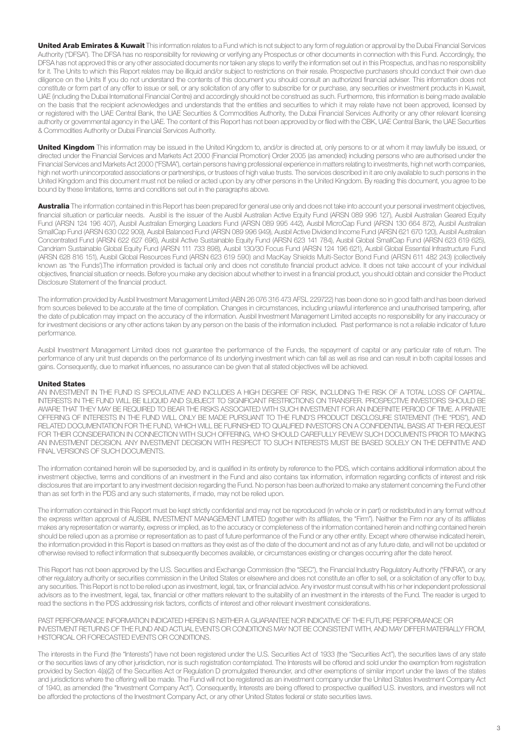**United Arab Emirates & Kuwait** This information relates to a Fund which is not subject to any form of regulation or approval by the Dubai Financial Services Authority ("DFSA"). The DFSA has no responsibility for reviewing or verifying any Prospectus or other documents in connection with this Fund. Accordingly, the DFSA has not approved this or any other associated documents nor taken any steps to verify the information set out in this Prospectus, and has no responsibility for it. The Units to which this Report relates may be illiquid and/or subject to restrictions on their resale. Prospective purchasers should conduct their own due diligence on the Units If you do not understand the contents of this document you should consult an authorized financial adviser. This information does not constitute or form part of any offer to issue or sell, or any solicitation of any offer to subscribe for or purchase, any securities or investment products in Kuwait, UAE (including the Dubai International Financial Centre) and accordingly should not be construed as such. Furthermore, this information is being made available on the basis that the recipient acknowledges and understands that the entities and securities to which it may relate have not been approved, licensed by or registered with the UAE Central Bank, the UAE Securities & Commodities Authority, the Dubai Financial Services Authority or any other relevant licensing authority or governmental agency in the UAE. The content of this Report has not been approved by or filed with the CBK, UAE Central Bank, the UAE Securities & Commodities Authority or Dubai Financial Services Authority.

**United Kingdom** This information may be issued in the United Kingdom to, and/or is directed at, only persons to or at whom it may lawfully be issued, or directed under the Financial Services and Markets Act 2000 (Financial Promotion) Order 2005 (as amended) including persons who are authorised under the Financial Services and Markets Act 2000 ("FSMA"), certain persons having professional experience in matters relating to investments, high net worth companies, high net worth unincorporated associations or partnerships, or trustees of high value trusts. The services described in it are only available to such persons in the United Kingdom and this document must not be relied or acted upon by any other persons in the United Kingdom. By reading this document, you agree to be bound by these limitations, terms and conditions set out in the paragraphs above.

**Australia** The information contained in this Report has been prepared for general use only and does not take into account your personal investment objectives, financial situation or particular needs. Ausbil is the issuer of the Ausbil Australian Active Equity Fund (ARSN 089 996 127), Ausbil Australian Geared Equity Fund (ARSN 124 196 407), Ausbil Australian Emerging Leaders Fund (ARSN 089 995 442), Ausbil MicroCap Fund (ARSN 130 664 872), Ausbil Australian SmallCap Fund (ARSN 630 022 909), Ausbil Balanced Fund (ARSN 089 996 949), Ausbil Active Dividend Income Fund (ARSN 621 670 120), Ausbil Australian Concentrated Fund (ARSN 622 627 696), Ausbil Active Sustainable Equity Fund (ARSN 623 141 784), Ausbil Global SmallCap Fund (ARSN 623 619 625), Candriam Sustainable Global Equity Fund (ARSN 111 733 898), Ausbil 130/30 Focus Fund (ARSN 124 196 621), Ausbil Global Essential Infrastructure Fund (ARSN 628 816 151), Ausbil Global Resources Fund (ARSN 623 619 590) and MacKay Shields Multi-Sector Bond Fund (ARSN 611 482 243) (collectively known as 'the Funds').The information provided is factual only and does not constitute financial product advice. It does not take account of your individual objectives, financial situation or needs. Before you make any decision about whether to invest in a financial product, you should obtain and consider the Product Disclosure Statement of the financial product.

The information provided by Ausbil Investment Management Limited (ABN 26 076 316 473 AFSL 229722) has been done so in good faith and has been derived from sources believed to be accurate at the time of compilation. Changes in circumstances, including unlawful interference and unauthorised tampering, after the date of publication may impact on the accuracy of the information. Ausbil Investment Management Limited accepts no responsibility for any inaccuracy or for investment decisions or any other actions taken by any person on the basis of the information included. Past performance is not a reliable indicator of future performance.

Ausbil Investment Management Limited does not guarantee the performance of the Funds, the repayment of capital or any particular rate of return. The performance of any unit trust depends on the performance of its underlying investment which can fall as well as rise and can result in both capital losses and gains. Consequently, due to market influences, no assurance can be given that all stated objectives will be achieved.

**United States**

AN INVESTMENT IN THE FUND IS SPECULATIVE AND INCLUDES A HIGH DEGREE OF RISK, INCLUDING THE RISK OF A TOTAL LOSS OF CAPITAL. INTERESTS IN THE FUND WILL BE ILLIQUID AND SUBJECT TO SIGNIFICANT RESTRICTIONS ON TRANSFER. PROSPECTIVE INVESTORS SHOULD BE AWARE THAT THEY MAY BE REQUIRED TO BEAR THE RISKS ASSOCIATED WITH SUCH INVESTMENT FOR AN INDEFINITE PERIOD OF TIME. A PRIVATE OFFERING OF INTERESTS IN THE FUND WILL ONLY BE MADE PURSUANT TO THE FUND'S PRODUCT DISCLOSURE STATEMENT (THE "PDS"), AND RELATED DOCUMENTATION FOR THE FUND, WHICH WILL BE FURNISHED TO QUALIFIED INVESTORS ON A CONFIDENTIAL BASIS AT THEIR REQUEST FOR THEIR CONSIDERATION IN CONNECTION WITH SUCH OFFERING, WHO SHOULD CAREFULLY REVIEW SUCH DOCUMENTS PRIOR TO MAKING AN INVESTMENT DECISION. ANY INVESTMENT DECISION WITH RESPECT TO SUCH INTERESTS MUST BE BASED SOLELY ON THE DEFINITIVE AND FINAL VERSIONS OF SUCH DOCUMENTS.

The information contained herein will be superseded by, and is qualified in its entirety by reference to the PDS, which contains additional information about the investment objective, terms and conditions of an investment in the Fund and also contains tax information, information regarding conflicts of interest and risk disclosures that are important to any investment decision regarding the Fund. No person has been authorized to make any statement concerning the Fund other than as set forth in the PDS and any such statements, if made, may not be relied upon.

The information contained in this Report must be kept strictly confidential and may not be reproduced (in whole or in part) or redistributed in any format without the express written approval of AUSBIL INVESTMENT MANAGEMENT LIMITED (together with its affiliates, the "Firm"). Neither the Firm nor any of its affiliates makes any representation or warranty, express or implied, as to the accuracy or completeness of the information contained herein and nothing contained herein should be relied upon as a promise or representation as to past of future performance of the Fund or any other entity. Except where otherwise indicated herein, the information provided in this Report is based on matters as they exist as of the date of the document and not as of any future date, and will not be updated or otherwise revised to reflect information that subsequently becomes available, or circumstances existing or changes occurring after the date hereof.

This Report has not been approved by the U.S. Securities and Exchange Commission (the "SEC"), the Financial Industry Regulatory Authority ("FINRA"), or any other regulatory authority or securities commission in the United States or elsewhere and does not constitute an offer to sell, or a solicitation of any offer to buy, any securities. This Report is not to be relied upon as investment, legal, tax, or financial advice. Any investor must consult with his or her independent professional advisors as to the investment, legal, tax, financial or other matters relevant to the suitability of an investment in the interests of the Fund. The reader is urged to read the sections in the PDS addressing risk factors, conflicts of interest and other relevant investment considerations.

PAST PERFORMANCE INFORMATION INDICATED HEREIN IS NEITHER A GUARANTEE NOR INDICATIVE OF THE FUTURE PERFORMANCE OR INVESTMENT RETURNS OF THE FUND AND ACTUAL EVENTS OR CONDITIONS MAY NOT BE CONSISTENT WITH, AND MAY DIFFER MATERIALLY FROM, HISTORICAL OR FORECASTED EVENTS OR CONDITIONS.

The interests in the Fund (the "Interests") have not been registered under the U.S. Securities Act of 1933 (the "Securities Act"), the securities laws of any state or the securities laws of any other jurisdiction, nor is such registration contemplated. The Interests will be offered and sold under the exemption from registration provided by Section 4(a)(2) of the Securities Act or Regulation D promulgated thereunder, and other exemptions of similar import under the laws of the states and jurisdictions where the offering will be made. The Fund will not be registered as an investment company under the United States Investment Company Act of 1940, as amended (the "Investment Company Act"). Consequently, Interests are being offered to prospective qualified U.S. investors, and investors will not be afforded the protections of the Investment Company Act, or any other United States federal or state securities laws.